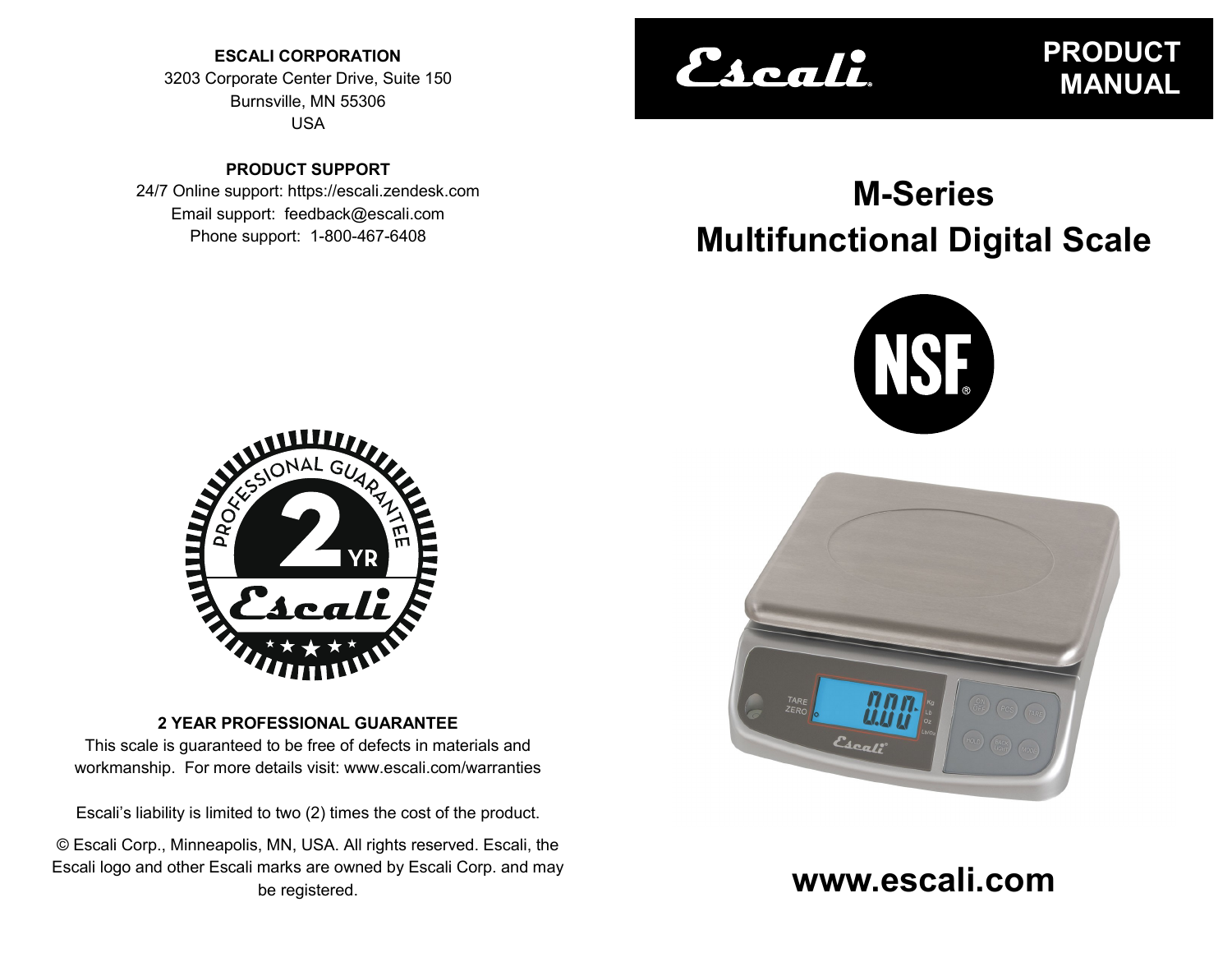**ESCALI CORPORATION**
3203 Corporate Center Drive, Suite 150
Burnsville, MN 55306
USA

**PRODUCT SUPPORT**
24/7 Online support: https://escali.zendesk.com
Email support: feedback@escali.com
Phone support: 1-800-467-6408

**2 YEAR PROFESSIONAL GUARANTEE**
This scale is guaranteed to be free of defects in materials and workmanship. For more details visit: www.escali.com/warranties

Escali's liability is limited to two (2) times the cost of the product.

© Escali Corp., Minneapolis, MN, USA. All rights reserved. Escali, the Escali logo and other Escali marks are owned by Escali Corp. and may be registered.

Escali

**PRODUCT MANUAL**

# M-Series Multifunctional Digital Scale

**www.escali.com**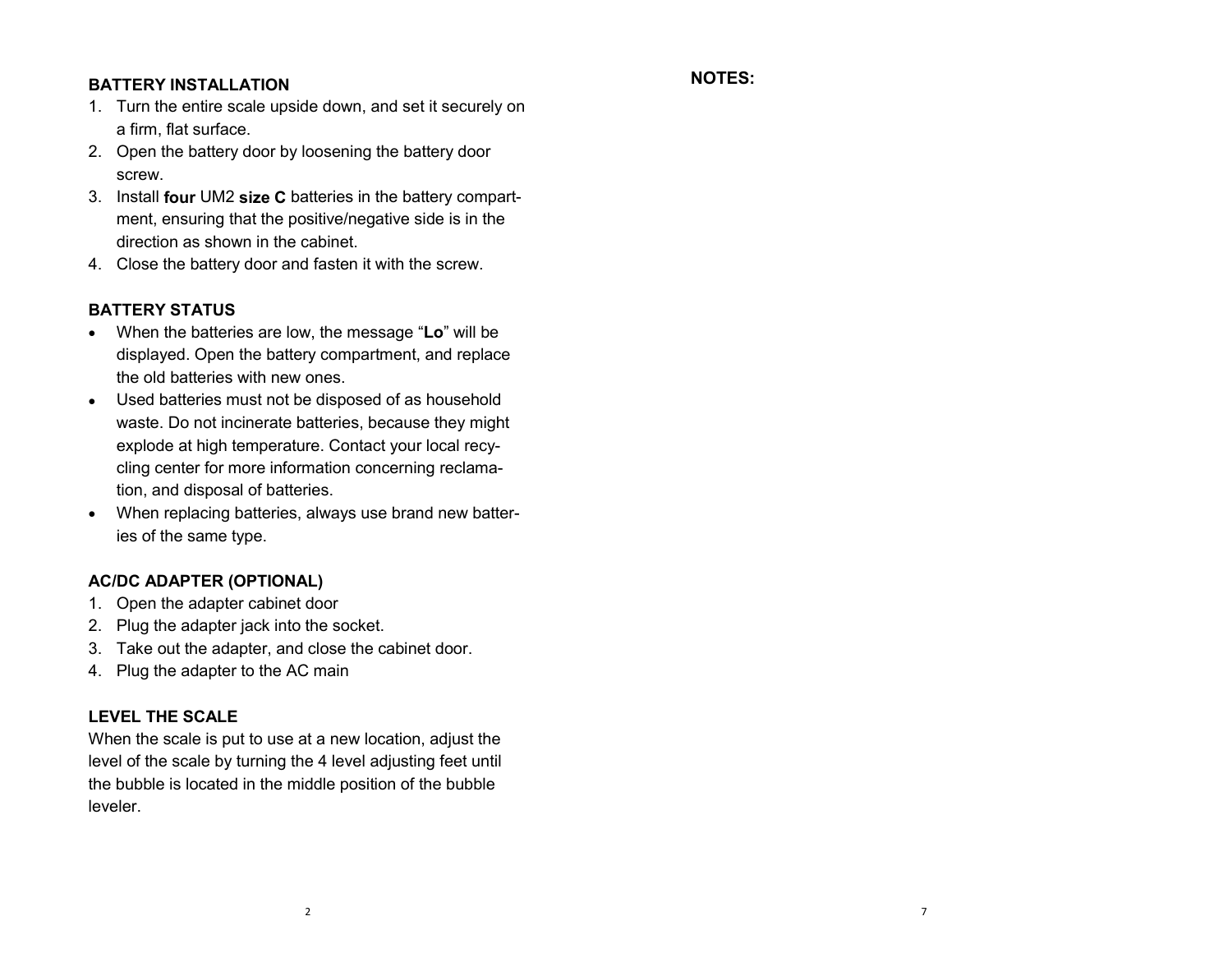**BATTERY INSTALLATION**

1. Turn the entire scale upside down, and set it securely on a firm, flat surface.
2. Open the battery door by loosening the battery door screw.
3. Install **four** UM2 **size C** batteries in the battery compartment, ensuring that the positive/negative side is in the direction as shown in the cabinet.
4. Close the battery door and fasten it with the screw.

**BATTERY STATUS**

- When the batteries are low, the message "**Lo**" will be displayed. Open the battery compartment, and replace the old batteries with new ones.
- Used batteries must not be disposed of as household waste. Do not incinerate batteries, because they might explode at high temperature. Contact your local recycling center for more information concerning reclamation, and disposal of batteries.
- When replacing batteries, always use brand new batteries of the same type.

**AC/DC ADAPTER (OPTIONAL)**

1. Open the adapter cabinet door
2. Plug the adapter jack into the socket.
3. Take out the adapter, and close the cabinet door.
4. Plug the adapter to the AC main

**LEVEL THE SCALE**

When the scale is put to use at a new location, adjust the level of the scale by turning the 4 level adjusting feet until the bubble is located in the middle position of the bubble leveler.

**NOTES:**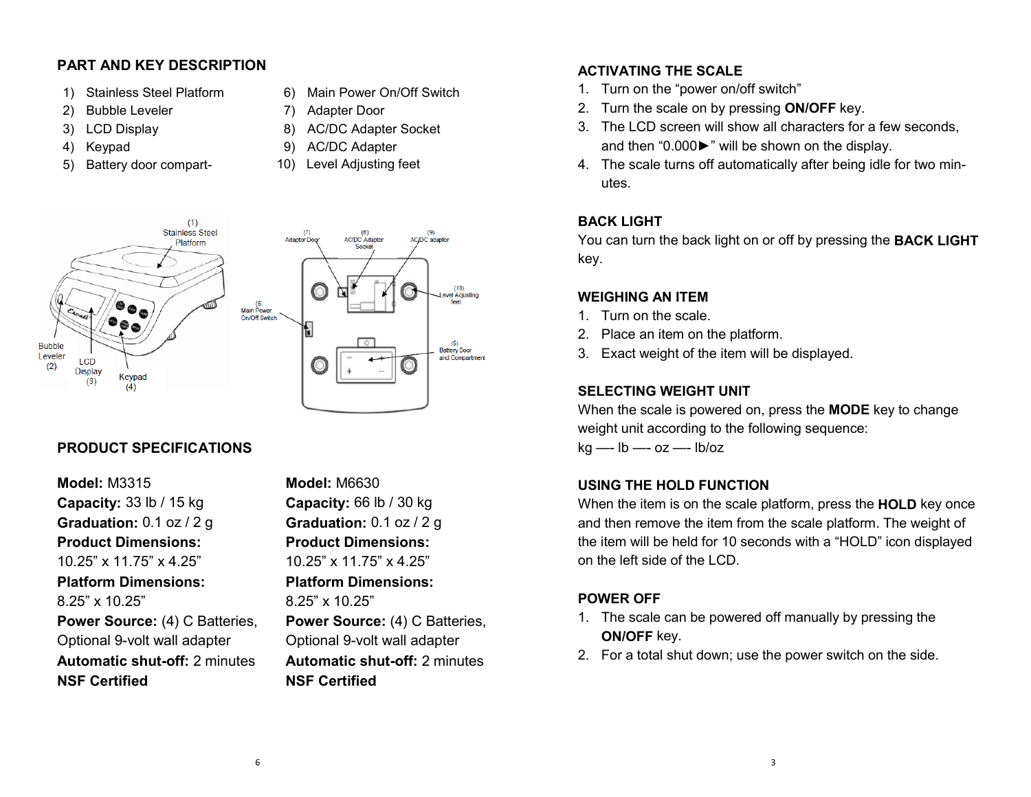## PART AND KEY DESCRIPTION

1) Stainless Steel Platform
2) Bubble Leveler
3) LCD Display
4) Keypad
5) Battery door compart-
6) Main Power On/Off Switch
7) Adapter Door
8) AC/DC Adapter Socket
9) AC/DC Adapter
10) Level Adjusting feet

## PRODUCT SPECIFICATIONS

**Model:** M3315
**Capacity:** 33 lb / 15 kg
**Graduation:** 0.1 oz / 2 g
**Product Dimensions:**
10.25" x 11.75" x 4.25"
**Platform Dimensions:**
8.25" x 10.25"
**Power Source:** (4) C Batteries, Optional 9-volt wall adapter
**Automatic shut-off:** 2 minutes
**NSF Certified**

**Model:** M6630
**Capacity:** 66 lb / 30 kg
**Graduation:** 0.1 oz / 2 g
**Product Dimensions:**
10.25" x 11.75" x 4.25"
**Platform Dimensions:**
8.25" x 10.25"
**Power Source:** (4) C Batteries, Optional 9-volt wall adapter
**Automatic shut-off:** 2 minutes
**NSF Certified**

## ACTIVATING THE SCALE

1. Turn on the "power on/off switch"
2. Turn the scale on by pressing **ON/OFF** key.
3. The LCD screen will show all characters for a few seconds, and then "0.000►" will be shown on the display.
4. The scale turns off automatically after being idle for two minutes.

## BACK LIGHT

You can turn the back light on or off by pressing the **BACK LIGHT** key.

## WEIGHING AN ITEM

1. Turn on the scale.
2. Place an item on the platform.
3. Exact weight of the item will be displayed.

## SELECTING WEIGHT UNIT

When the scale is powered on, press the **MODE** key to change weight unit according to the following sequence:
kg —- lb —- oz —- lb/oz

## USING THE HOLD FUNCTION

When the item is on the scale platform, press the **HOLD** key once and then remove the item from the scale platform. The weight of the item will be held for 10 seconds with a "HOLD" icon displayed on the left side of the LCD.

## POWER OFF

1. The scale can be powered off manually by pressing the **ON/OFF** key.
2. For a total shut down; use the power switch on the side.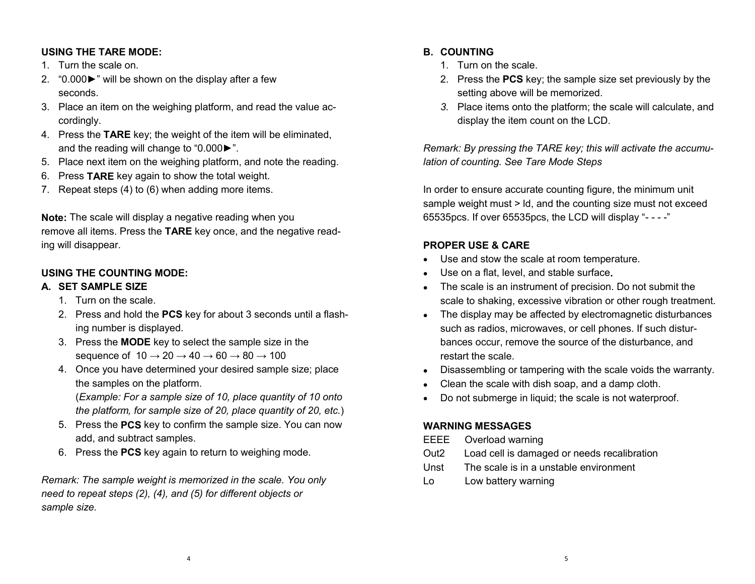**USING THE TARE MODE:**

1. Turn the scale on.
2. “0.000►” will be shown on the display after a few seconds.
3. Place an item on the weighing platform, and read the value accordingly.
4. Press the **TARE** key; the weight of the item will be eliminated, and the reading will change to “0.000►”.
5. Place next item on the weighing platform, and note the reading.
6. Press **TARE** key again to show the total weight.
7. Repeat steps (4) to (6) when adding more items.

**Note:** The scale will display a negative reading when you remove all items. Press the **TARE** key once, and the negative reading will disappear.

**USING THE COUNTING MODE:**

**A. SET SAMPLE SIZE**

1. Turn on the scale.
2. Press and hold the **PCS** key for about 3 seconds until a flashing number is displayed.
3. Press the **MODE** key to select the sample size in the sequence of 10 → 20 → 40 → 60 → 80 → 100
4. Once you have determined your desired sample size; place the samples on the platform.
   (*Example: For a sample size of 10, place quantity of 10 onto the platform, for sample size of 20, place quantity of 20, etc.*)
5. Press the **PCS** key to confirm the sample size. You can now add, and subtract samples.
6. Press the **PCS** key again to return to weighing mode.

*Remark: The sample weight is memorized in the scale. You only need to repeat steps (2), (4), and (5) for different objects or sample size.*

**B. COUNTING**

1. Turn on the scale.
2. Press the **PCS** key; the sample size set previously by the setting above will be memorized.
3. Place items onto the platform; the scale will calculate, and display the item count on the LCD.

*Remark: By pressing the TARE key; this will activate the accumulation of counting. See Tare Mode Steps*

In order to ensure accurate counting figure, the minimum unit sample weight must > ld, and the counting size must not exceed 65535pcs. If over 65535pcs, the LCD will display “- - - -”

**PROPER USE & CARE**

- Use and stow the scale at room temperature.
- Use on a flat, level, and stable surface.
- The scale is an instrument of precision. Do not submit the scale to shaking, excessive vibration or other rough treatment.
- The display may be affected by electromagnetic disturbances such as radios, microwaves, or cell phones. If such disturbances occur, remove the source of the disturbance, and restart the scale.
- Disassembling or tampering with the scale voids the warranty.
- Clean the scale with dish soap, and a damp cloth.
- Do not submerge in liquid; the scale is not waterproof.

**WARNING MESSAGES**

| | |
|---|---|
| EEEE | Overload warning |
| Out2 | Load cell is damaged or needs recalibration |
| Unst | The scale is in a unstable environment |
| Lo | Low battery warning |